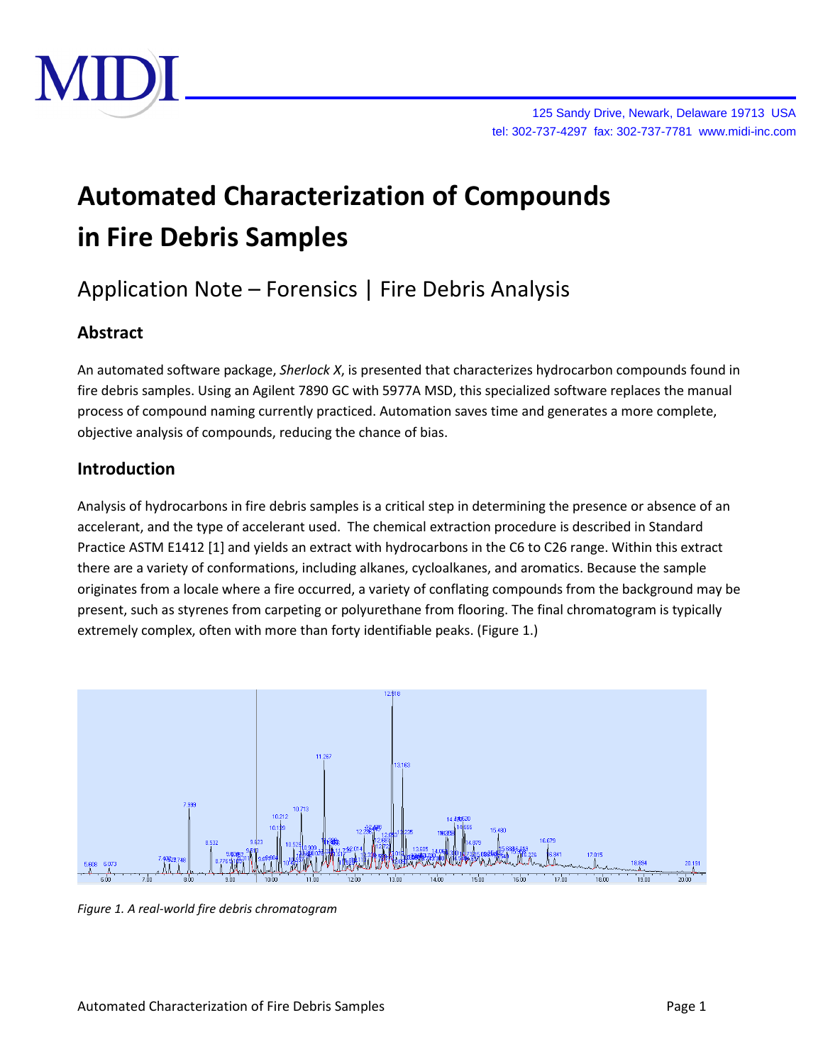# Automated Characterization of Compounds in Fire Debris Samples

## Application Note – Forensics | Fire Debris Analysis

### Abstract

An automated software package, *Sherlock X*, is presented that characterizes hydrocarbon compounds found in fire debris samples. Using an Agilent 7890 GC with 5977A MSD, this specialized software replaces the manual process of compound naming currently practiced. Automation saves time and generates a more complete, objective analysis of compounds, reducing the chance of bias.

### Introduction

Analysis of hydrocarbons in fire debris samples is a critical step in determining the presence or absence of an accelerant, and the type of accelerant used. The chemical extraction procedure is described in Standard Practice ASTM E1412 [1] and yields an extract with hydrocarbons in the C6 to C26 range. Within this extract there are a variety of conformations, including alkanes, cycloalkanes, and aromatics. Because the sample originates from a locale where a fire occurred, a variety of conflating compounds from the background may be present, such as styrenes from carpeting or polyurethane from flooring. The final chromatogram is typically extremely complex, often with more than forty identifiable peaks. (Figure 1.)

*Figure 1. A real-world fire debris chromatogram*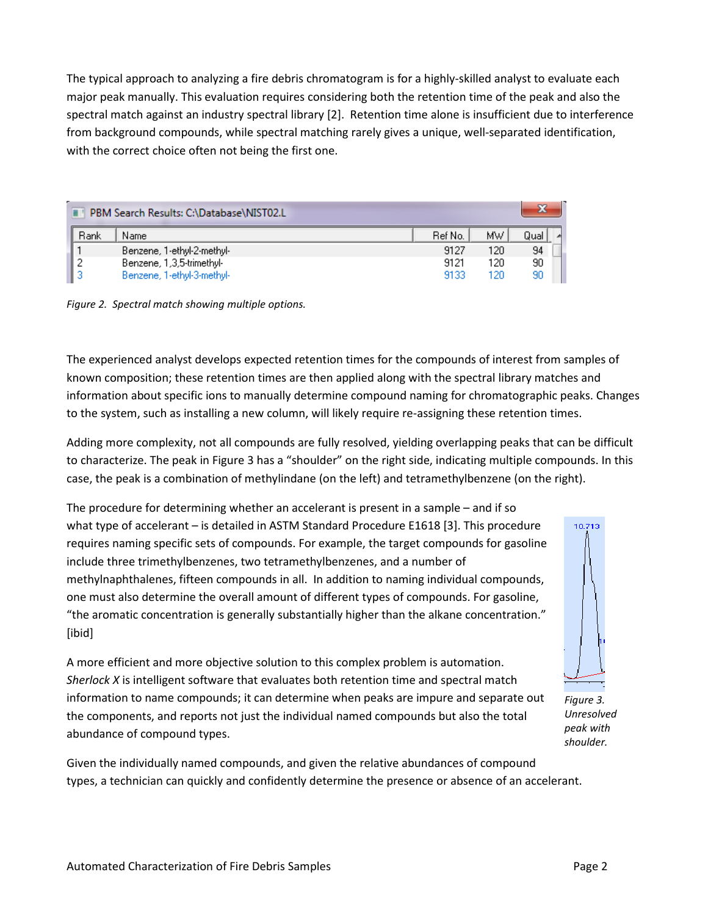The typical approach to analyzing a fire debris chromatogram is for a highly-skilled analyst to evaluate each major peak manually. This evaluation requires considering both the retention time of the peak and also the spectral match against an industry spectral library [2]. Retention time alone is insufficient due to interference from background compounds, while spectral matching rarely gives a unique, well-separated identification, with the correct choice often not being the first one.

PBM Search Results: C:\Database\NIST02.L

| Rank | Name | Ref No. | MW | Qual |
| --- | --- | --- | --- | --- |
| 1 | Benzene, 1-ethyl-2-methyl- | 9127 | 120 | 94 |
| 2 | Benzene, 1,3,5-trimethyl- | 9121 | 120 | 90 |
| 3 | Benzene, 1-ethyl-3-methyl- | 9133 | 120 | 90 |

*Figure 2. Spectral match showing multiple options.*

The experienced analyst develops expected retention times for the compounds of interest from samples of known composition; these retention times are then applied along with the spectral library matches and information about specific ions to manually determine compound naming for chromatographic peaks. Changes to the system, such as installing a new column, will likely require re-assigning these retention times.

Adding more complexity, not all compounds are fully resolved, yielding overlapping peaks that can be difficult to characterize. The peak in Figure 3 has a "shoulder" on the right side, indicating multiple compounds. In this case, the peak is a combination of methylindane (on the left) and tetramethylbenzene (on the right).

The procedure for determining whether an accelerant is present in a sample – and if so what type of accelerant – is detailed in ASTM Standard Procedure E1618 [3]. This procedure requires naming specific sets of compounds. For example, the target compounds for gasoline include three trimethylbenzenes, two tetramethylbenzenes, and a number of methylnaphthalenes, fifteen compounds in all. In addition to naming individual compounds, one must also determine the overall amount of different types of compounds. For gasoline, "the aromatic concentration is generally substantially higher than the alkane concentration." [ibid]

*Figure 3. Unresolved peak with shoulder.*

A more efficient and more objective solution to this complex problem is automation. *Sherlock X* is intelligent software that evaluates both retention time and spectral match information to name compounds; it can determine when peaks are impure and separate out the components, and reports not just the individual named compounds but also the total abundance of compound types.

Given the individually named compounds, and given the relative abundances of compound types, a technician can quickly and confidently determine the presence or absence of an accelerant.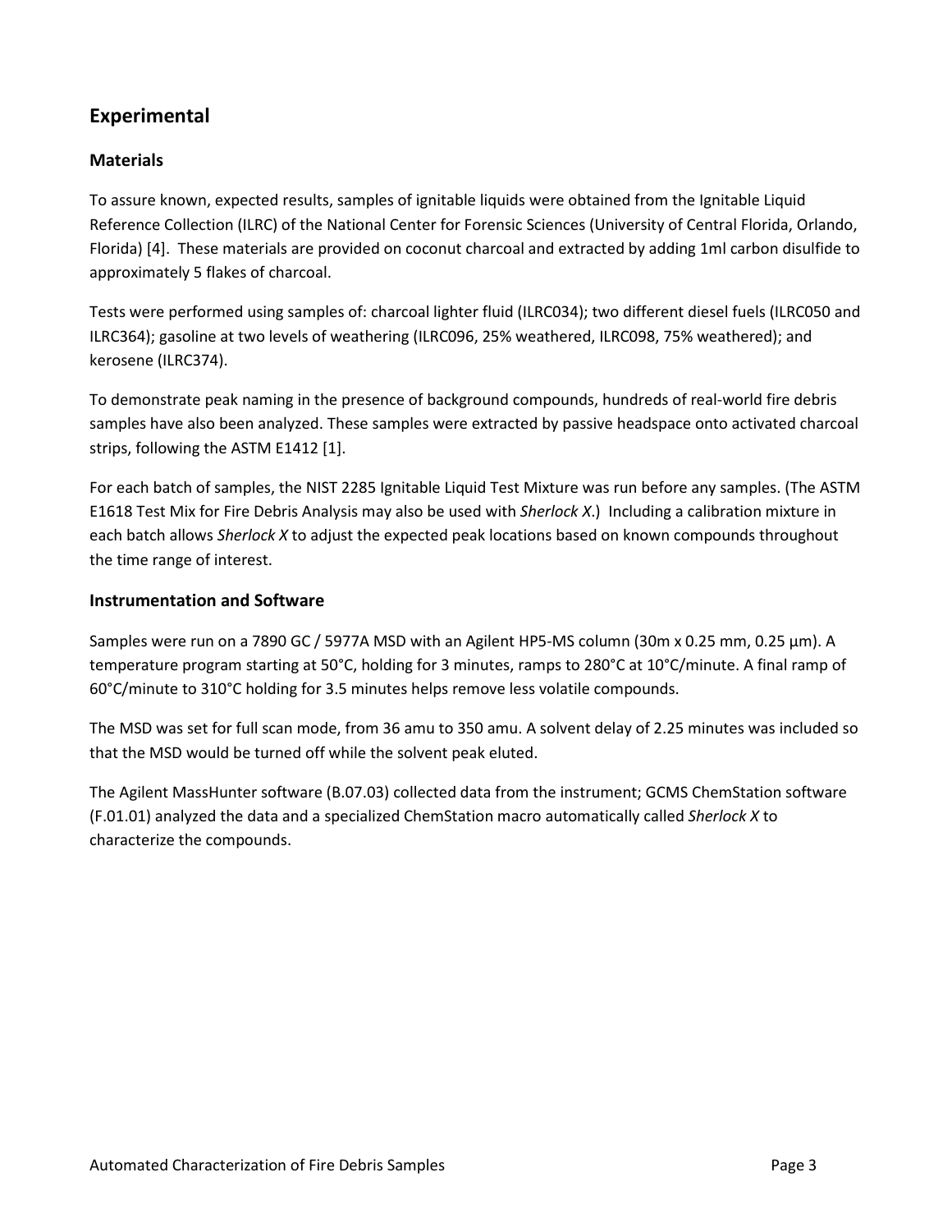## Experimental

### Materials

To assure known, expected results, samples of ignitable liquids were obtained from the Ignitable Liquid Reference Collection (ILRC) of the National Center for Forensic Sciences (University of Central Florida, Orlando, Florida) [4]. These materials are provided on coconut charcoal and extracted by adding 1ml carbon disulfide to approximately 5 flakes of charcoal.

Tests were performed using samples of: charcoal lighter fluid (ILRC034); two different diesel fuels (ILRC050 and ILRC364); gasoline at two levels of weathering (ILRC096, 25% weathered, ILRC098, 75% weathered); and kerosene (ILRC374).

To demonstrate peak naming in the presence of background compounds, hundreds of real-world fire debris samples have also been analyzed. These samples were extracted by passive headspace onto activated charcoal strips, following the ASTM E1412 [1].

For each batch of samples, the NIST 2285 Ignitable Liquid Test Mixture was run before any samples. (The ASTM E1618 Test Mix for Fire Debris Analysis may also be used with *Sherlock X*.) Including a calibration mixture in each batch allows *Sherlock X* to adjust the expected peak locations based on known compounds throughout the time range of interest.

### Instrumentation and Software

Samples were run on a 7890 GC / 5977A MSD with an Agilent HP5-MS column (30m x 0.25 mm, 0.25 µm). A temperature program starting at 50°C, holding for 3 minutes, ramps to 280°C at 10°C/minute. A final ramp of 60°C/minute to 310°C holding for 3.5 minutes helps remove less volatile compounds.

The MSD was set for full scan mode, from 36 amu to 350 amu. A solvent delay of 2.25 minutes was included so that the MSD would be turned off while the solvent peak eluted.

The Agilent MassHunter software (B.07.03) collected data from the instrument; GCMS ChemStation software (F.01.01) analyzed the data and a specialized ChemStation macro automatically called *Sherlock X* to characterize the compounds.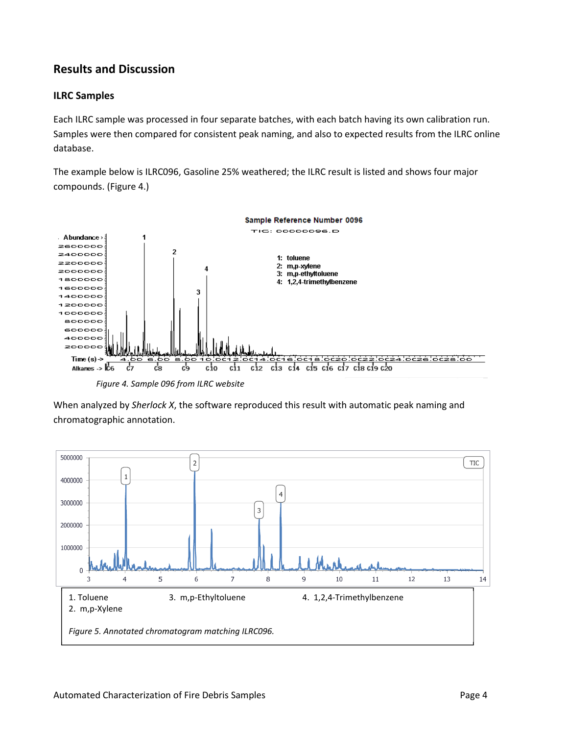## Results and Discussion

### ILRC Samples

Each ILRC sample was processed in four separate batches, with each batch having its own calibration run. Samples were then compared for consistent peak naming, and also to expected results from the ILRC online database.

The example below is ILRC096, Gasoline 25% weathered; the ILRC result is listed and shows four major compounds. (Figure 4.)

*Figure 4. Sample 096 from ILRC website*

When analyzed by *Sherlock X*, the software reproduced this result with automatic peak naming and chromatographic annotation.

1. Toluene
2. m,p-Xylene
3. m,p-Ethyltoluene
4. 1,2,4-Trimethylbenzene

*Figure 5. Annotated chromatogram matching ILRC096.*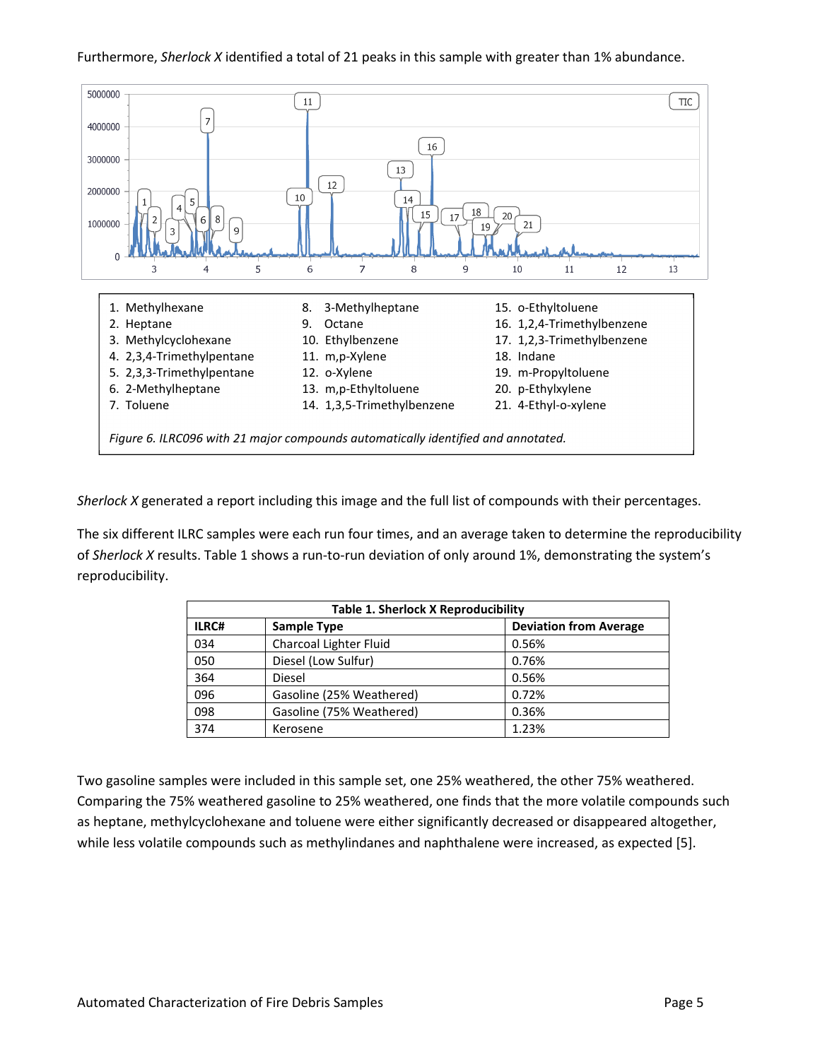Furthermore, *Sherlock X* identified a total of 21 peaks in this sample with greater than 1% abundance.

1. Methylhexane
2. Heptane
3. Methylcyclohexane
4. 2,3,4-Trimethylpentane
5. 2,3,3-Trimethylpentane
6. 2-Methylheptane
7. Toluene
8. 3-Methylheptane
9. Octane
10. Ethylbenzene
11. m,p-Xylene
12. o-Xylene
13. m,p-Ethyltoluene
14. 1,3,5-Trimethylbenzene
15. o-Ethyltoluene
16. 1,2,4-Trimethylbenzene
17. 1,2,3-Trimethylbenzene
18. Indane
19. m-Propyltoluene
20. p-Ethylxylene
21. 4-Ethyl-o-xylene

*Figure 6. ILRC096 with 21 major compounds automatically identified and annotated.*

*Sherlock X* generated a report including this image and the full list of compounds with their percentages.

The six different ILRC samples were each run four times, and an average taken to determine the reproducibility of *Sherlock X* results. Table 1 shows a run-to-run deviation of only around 1%, demonstrating the system's reproducibility.

**Table 1. Sherlock X Reproducibility**

| ILRC# | Sample Type | Deviation from Average |
|---|---|---|
| 034 | Charcoal Lighter Fluid | 0.56% |
| 050 | Diesel (Low Sulfur) | 0.76% |
| 364 | Diesel | 0.56% |
| 096 | Gasoline (25% Weathered) | 0.72% |
| 098 | Gasoline (75% Weathered) | 0.36% |
| 374 | Kerosene | 1.23% |

Two gasoline samples were included in this sample set, one 25% weathered, the other 75% weathered. Comparing the 75% weathered gasoline to 25% weathered, one finds that the more volatile compounds such as heptane, methylcyclohexane and toluene were either significantly decreased or disappeared altogether, while less volatile compounds such as methylindanes and naphthalene were increased, as expected [5].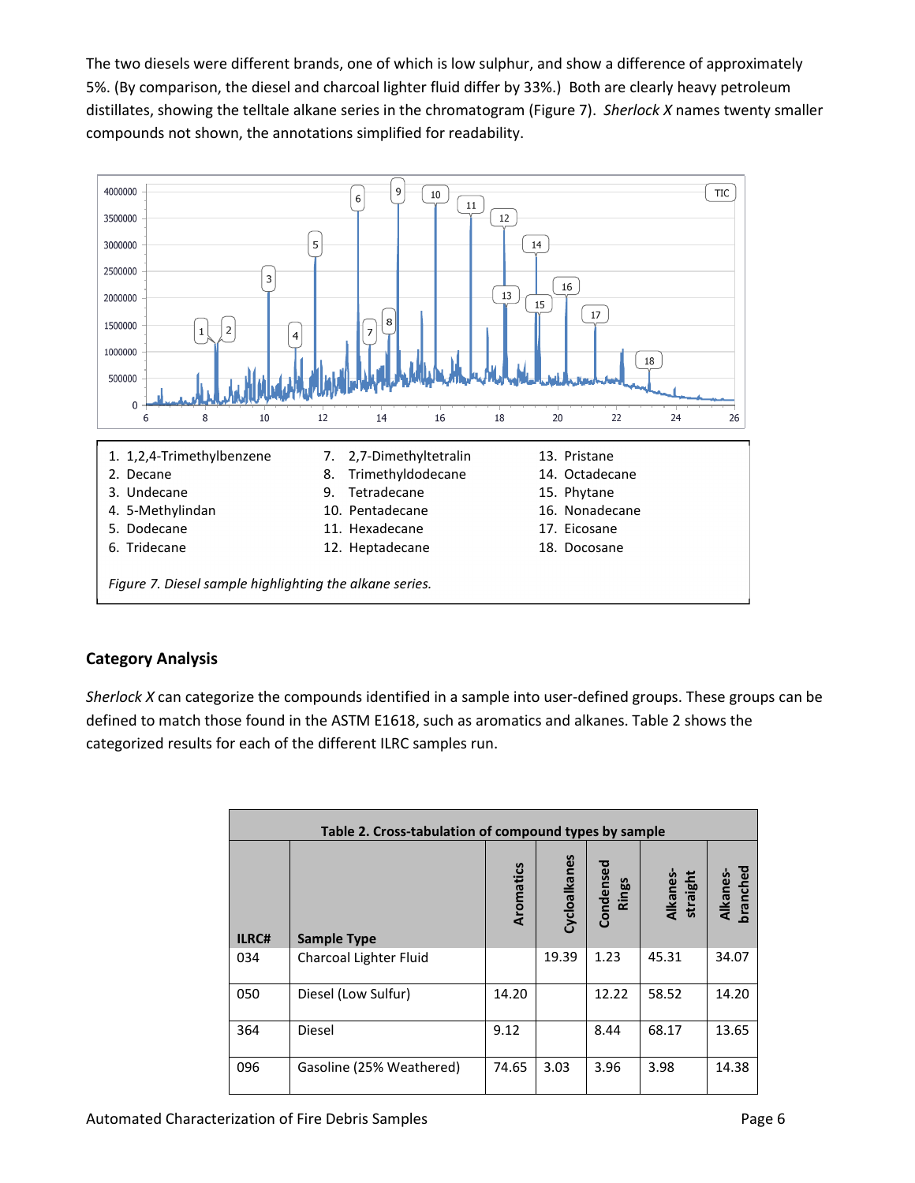The two diesels were different brands, one of which is low sulphur, and show a difference of approximately 5%. (By comparison, the diesel and charcoal lighter fluid differ by 33%.) Both are clearly heavy petroleum distillates, showing the telltale alkane series in the chromatogram (Figure 7). *Sherlock X* names twenty smaller compounds not shown, the annotations simplified for readability.

1. 1,2,4-Trimethylbenzene
2. Decane
3. Undecane
4. 5-Methylindan
5. Dodecane
6. Tridecane
7. 2,7-Dimethyltetralin
8. Trimethyldodecane
9. Tetradecane
10. Pentadecane
11. Hexadecane
12. Heptadecane
13. Pristane
14. Octadecane
15. Phytane
16. Nonadecane
17. Eicosane
18. Docosane

*Figure 7. Diesel sample highlighting the alkane series.*

## Category Analysis

*Sherlock X* can categorize the compounds identified in a sample into user-defined groups. These groups can be defined to match those found in the ASTM E1618, such as aromatics and alkanes. Table 2 shows the categorized results for each of the different ILRC samples run.

**Table 2. Cross-tabulation of compound types by sample**

| ILRC# | Sample Type | Aromatics | Cycloalkanes | Condensed Rings | Alkanes-straight | Alkanes-branched |
|---|---|---|---|---|---|---|
| 034 | Charcoal Lighter Fluid | | 19.39 | 1.23 | 45.31 | 34.07 |
| 050 | Diesel (Low Sulfur) | 14.20 | | 12.22 | 58.52 | 14.20 |
| 364 | Diesel | 9.12 | | 8.44 | 68.17 | 13.65 |
| 096 | Gasoline (25% Weathered) | 74.65 | 3.03 | 3.96 | 3.98 | 14.38 |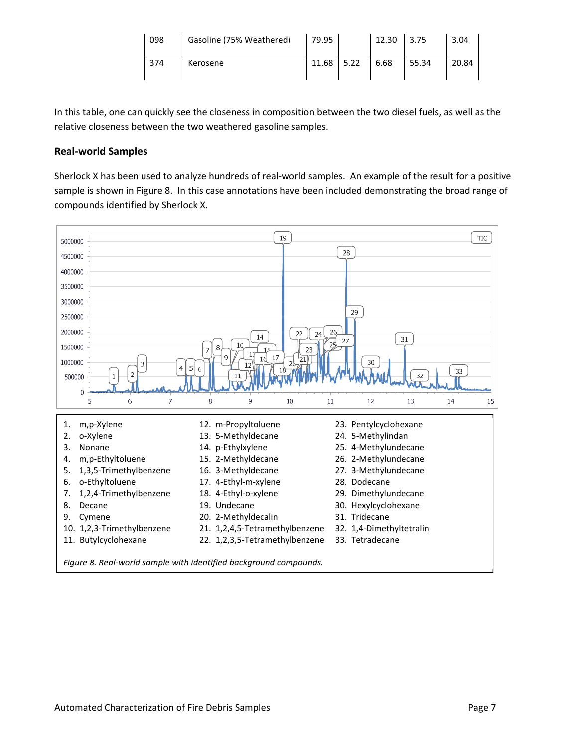| | | | | | | |
|---|---|---|---|---|---|---|
| 098 | Gasoline (75% Weathered) | 79.95 | | 12.30 | 3.75 | 3.04 |
| 374 | Kerosene | 11.68 | 5.22 | 6.68 | 55.34 | 20.84 |

In this table, one can quickly see the closeness in composition between the two diesel fuels, as well as the relative closeness between the two weathered gasoline samples.

### Real-world Samples

Sherlock X has been used to analyze hundreds of real-world samples. An example of the result for a positive sample is shown in Figure 8. In this case annotations have been included demonstrating the broad range of compounds identified by Sherlock X.

1. m,p-Xylene
2. o-Xylene
3. Nonane
4. m,p-Ethyltoluene
5. 1,3,5-Trimethylbenzene
6. o-Ethyltoluene
7. 1,2,4-Trimethylbenzene
8. Decane
9. Cymene
10. 1,2,3-Trimethylbenzene
11. Butylcyclohexane
12. m-Propyltoluene
13. 5-Methyldecane
14. p-Ethylxylene
15. 2-Methyldecane
16. 3-Methyldecane
17. 4-Ethyl-m-xylene
18. 4-Ethyl-o-xylene
19. Undecane
20. 2-Methyldecalin
21. 1,2,4,5-Tetramethylbenzene
22. 1,2,3,5-Tetramethylbenzene
23. Pentylcyclohexane
24. 5-Methylindan
25. 4-Methylundecane
26. 2-Methylundecane
27. 3-Methylundecane
28. Dodecane
29. Dimethylundecane
30. Hexylcyclohexane
31. Tridecane
32. 1,4-Dimethyltetralin
33. Tetradecane

*Figure 8. Real-world sample with identified background compounds.*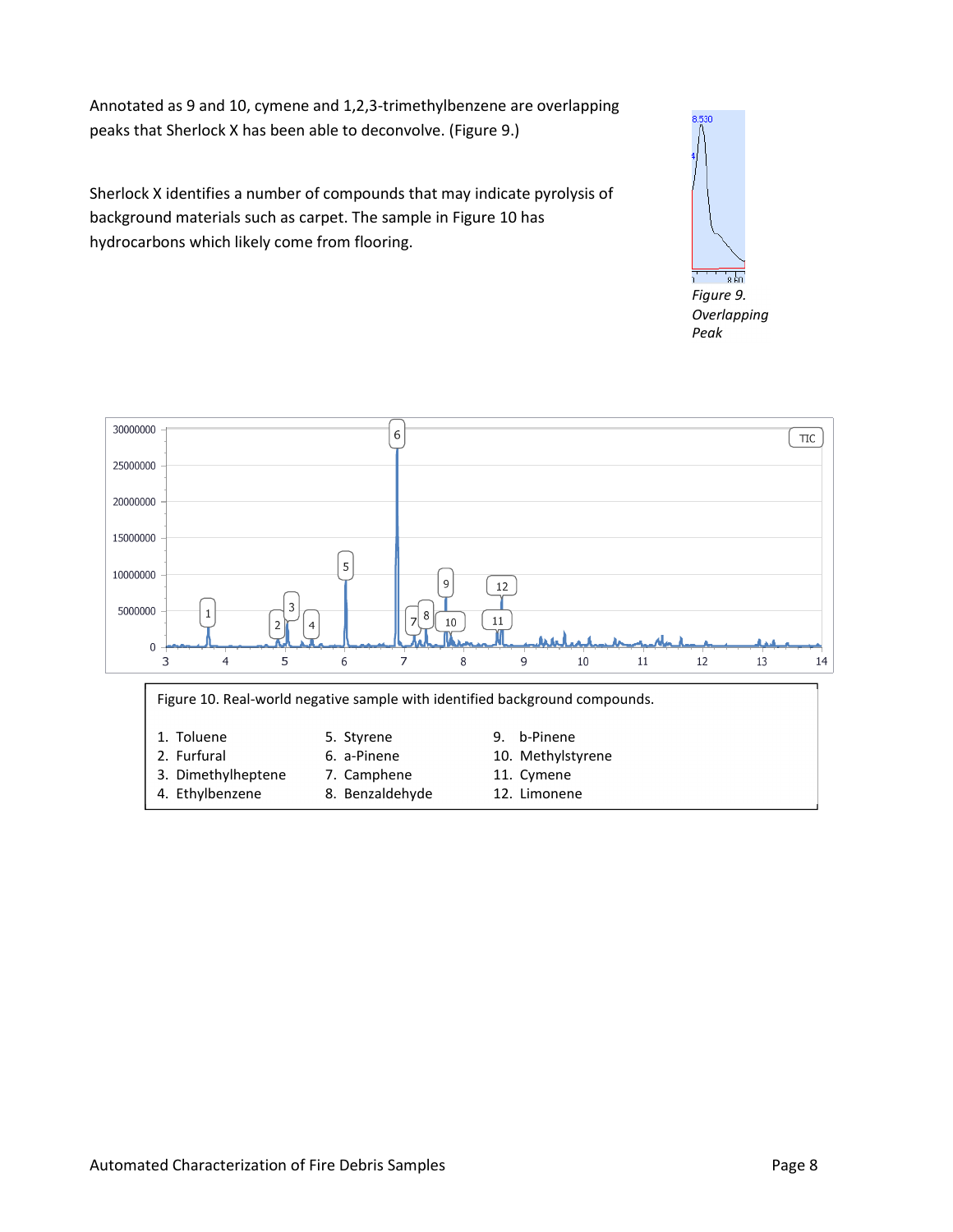Annotated as 9 and 10, cymene and 1,2,3-trimethylbenzene are overlapping peaks that Sherlock X has been able to deconvolve. (Figure 9.)

Sherlock X identifies a number of compounds that may indicate pyrolysis of background materials such as carpet. The sample in Figure 10 has hydrocarbons which likely come from flooring.

*Figure 9. Overlapping Peak*

Figure 10. Real-world negative sample with identified background compounds.

| | | |
|---|---|---|
| 1. Toluene | 5. Styrene | 9. b-Pinene |
| 2. Furfural | 6. a-Pinene | 10. Methylstyrene |
| 3. Dimethylheptene | 7. Camphene | 11. Cymene |
| 4. Ethylbenzene | 8. Benzaldehyde | 12. Limonene |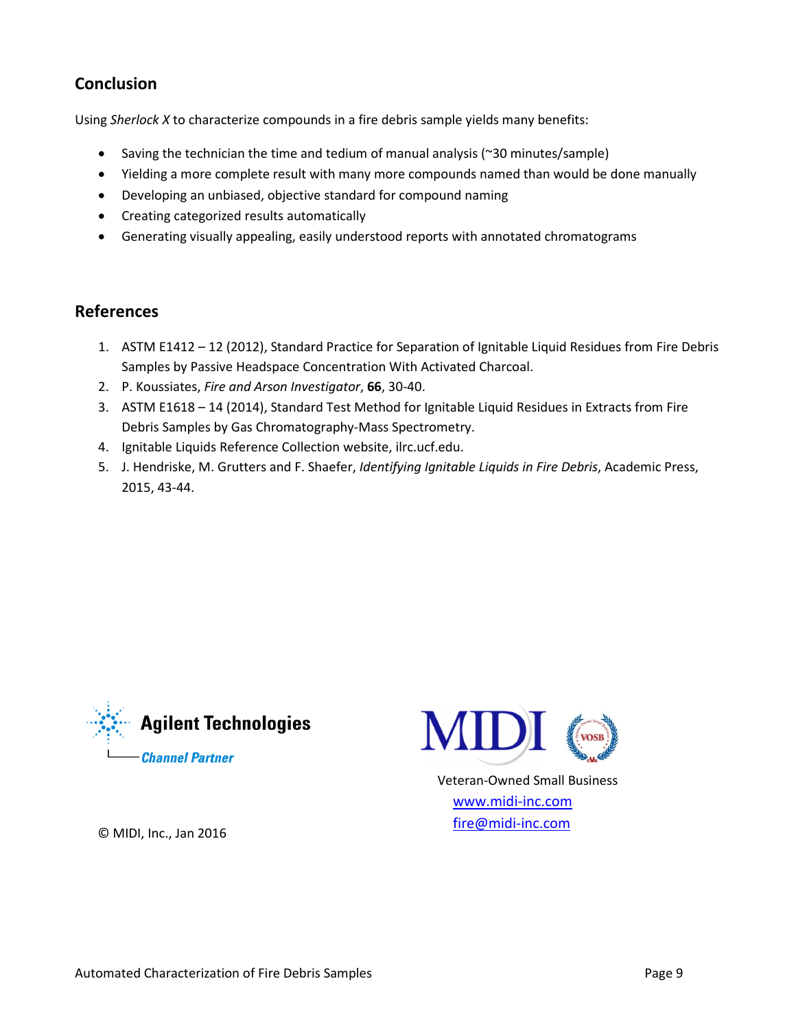## Conclusion

Using *Sherlock X* to characterize compounds in a fire debris sample yields many benefits:

- Saving the technician the time and tedium of manual analysis (~30 minutes/sample)
- Yielding a more complete result with many more compounds named than would be done manually
- Developing an unbiased, objective standard for compound naming
- Creating categorized results automatically
- Generating visually appealing, easily understood reports with annotated chromatograms

## References

1. ASTM E1412 – 12 (2012), Standard Practice for Separation of Ignitable Liquid Residues from Fire Debris Samples by Passive Headspace Concentration With Activated Charcoal.
2. P. Koussiates, *Fire and Arson Investigator*, **66**, 30-40.
3. ASTM E1618 – 14 (2014), Standard Test Method for Ignitable Liquid Residues in Extracts from Fire Debris Samples by Gas Chromatography-Mass Spectrometry.
4. Ignitable Liquids Reference Collection website, ilrc.ucf.edu.
5. J. Hendriske, M. Grutters and F. Shaefer, *Identifying Ignitable Liquids in Fire Debris*, Academic Press, 2015, 43-44.

Agilent Technologies
Channel Partner

MIDI

Veteran-Owned Small Business

www.midi-inc.com

fire@midi-inc.com

© MIDI, Inc., Jan 2016